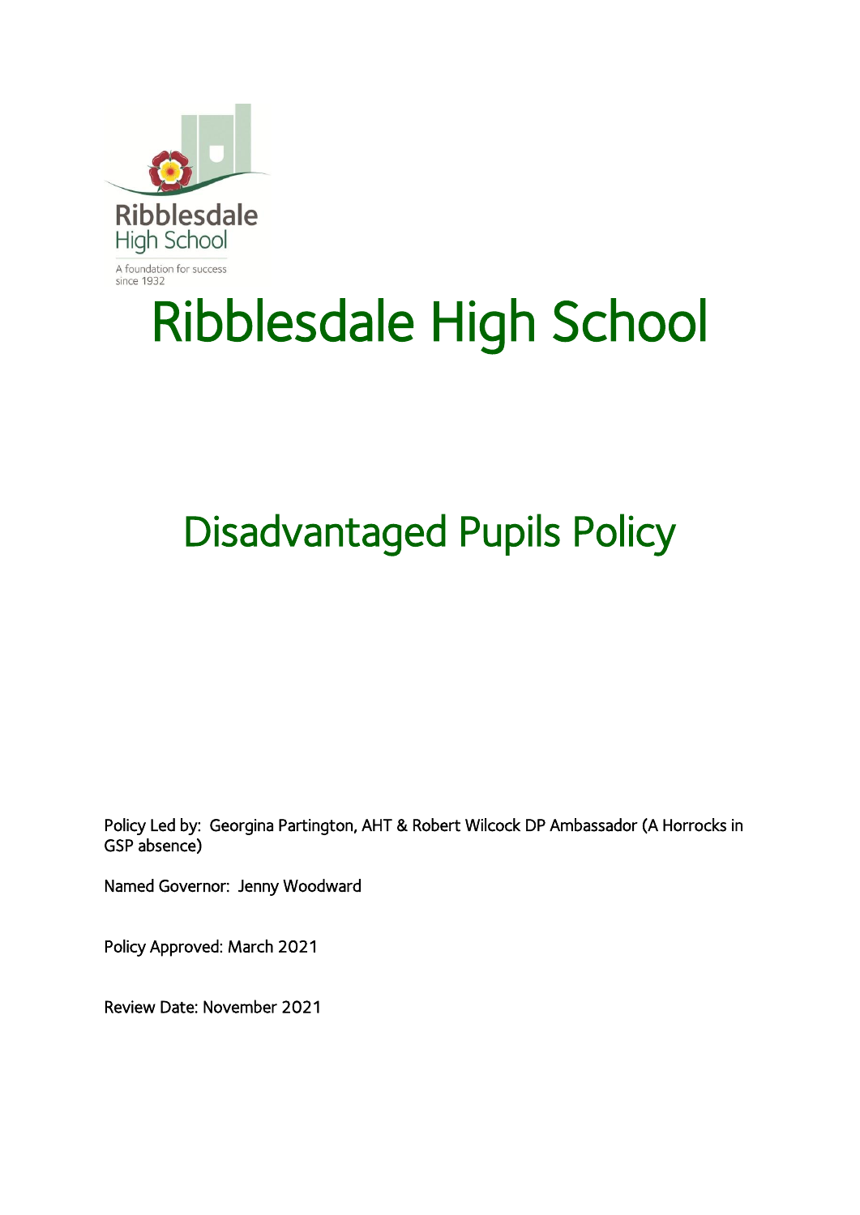Ribblesdale High School

A foundation for success since 1932

# Ribblesdale High School

## Disadvantaged Pupils Policy

Policy Led by: Georgina Partington, AHT & Robert Wilcock DP Ambassador (A Horrocks in GSP absence)

Named Governor: Jenny Woodward

Policy Approved: March 2021

Review Date: November 2021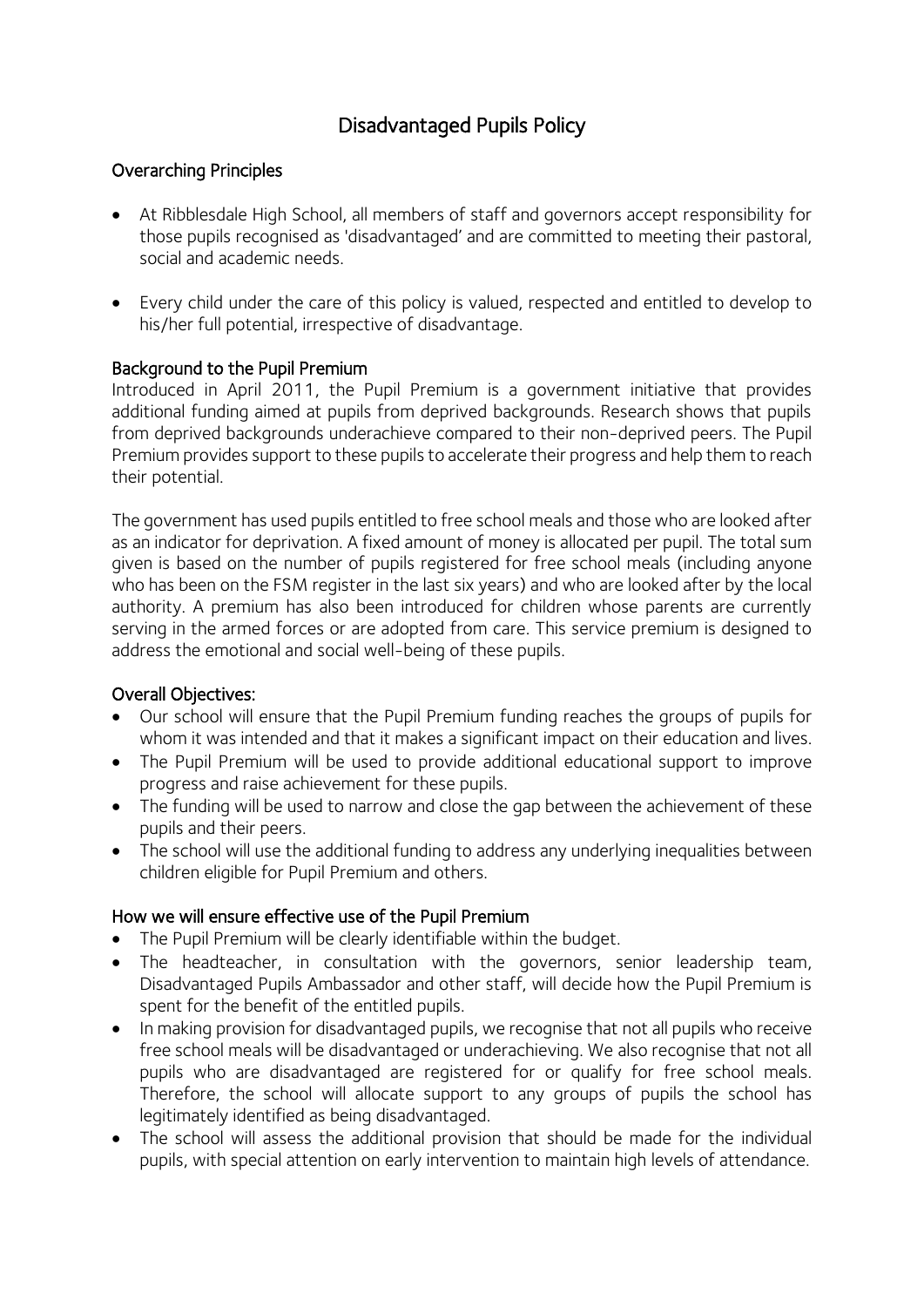# Disadvantaged Pupils Policy

## Overarching Principles

- At Ribblesdale High School, all members of staff and governors accept responsibility for those pupils recognised as 'disadvantaged' and are committed to meeting their pastoral, social and academic needs.

- Every child under the care of this policy is valued, respected and entitled to develop to his/her full potential, irrespective of disadvantage.

## Background to the Pupil Premium

Introduced in April 2011, the Pupil Premium is a government initiative that provides additional funding aimed at pupils from deprived backgrounds. Research shows that pupils from deprived backgrounds underachieve compared to their non-deprived peers. The Pupil Premium provides support to these pupils to accelerate their progress and help them to reach their potential.

The government has used pupils entitled to free school meals and those who are looked after as an indicator for deprivation. A fixed amount of money is allocated per pupil. The total sum given is based on the number of pupils registered for free school meals (including anyone who has been on the FSM register in the last six years) and who are looked after by the local authority. A premium has also been introduced for children whose parents are currently serving in the armed forces or are adopted from care. This service premium is designed to address the emotional and social well-being of these pupils.

## Overall Objectives:

- Our school will ensure that the Pupil Premium funding reaches the groups of pupils for whom it was intended and that it makes a significant impact on their education and lives.
- The Pupil Premium will be used to provide additional educational support to improve progress and raise achievement for these pupils.
- The funding will be used to narrow and close the gap between the achievement of these pupils and their peers.
- The school will use the additional funding to address any underlying inequalities between children eligible for Pupil Premium and others.

## How we will ensure effective use of the Pupil Premium

- The Pupil Premium will be clearly identifiable within the budget.
- The headteacher, in consultation with the governors, senior leadership team, Disadvantaged Pupils Ambassador and other staff, will decide how the Pupil Premium is spent for the benefit of the entitled pupils.
- In making provision for disadvantaged pupils, we recognise that not all pupils who receive free school meals will be disadvantaged or underachieving. We also recognise that not all pupils who are disadvantaged are registered for or qualify for free school meals. Therefore, the school will allocate support to any groups of pupils the school has legitimately identified as being disadvantaged.
- The school will assess the additional provision that should be made for the individual pupils, with special attention on early intervention to maintain high levels of attendance.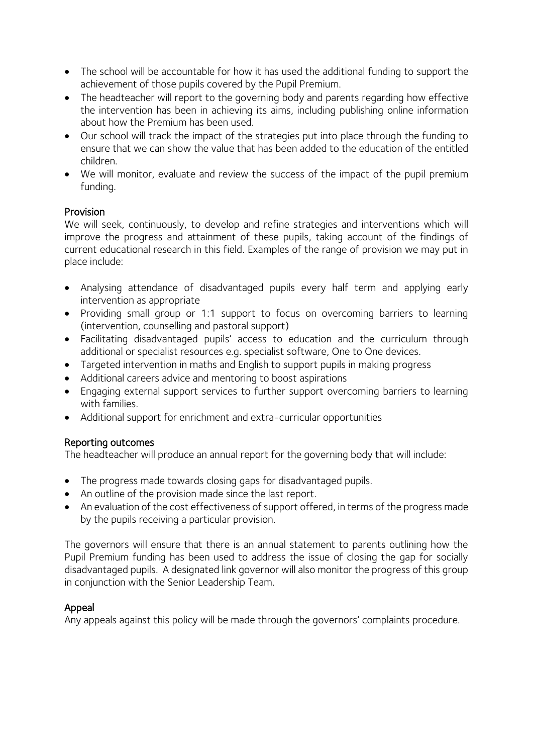- The school will be accountable for how it has used the additional funding to support the achievement of those pupils covered by the Pupil Premium.
- The headteacher will report to the governing body and parents regarding how effective the intervention has been in achieving its aims, including publishing online information about how the Premium has been used.
- Our school will track the impact of the strategies put into place through the funding to ensure that we can show the value that has been added to the education of the entitled children.
- We will monitor, evaluate and review the success of the impact of the pupil premium funding.

## Provision

We will seek, continuously, to develop and refine strategies and interventions which will improve the progress and attainment of these pupils, taking account of the findings of current educational research in this field. Examples of the range of provision we may put in place include:

- Analysing attendance of disadvantaged pupils every half term and applying early intervention as appropriate
- Providing small group or 1:1 support to focus on overcoming barriers to learning (intervention, counselling and pastoral support)
- Facilitating disadvantaged pupils' access to education and the curriculum through additional or specialist resources e.g. specialist software, One to One devices.
- Targeted intervention in maths and English to support pupils in making progress
- Additional careers advice and mentoring to boost aspirations
- Engaging external support services to further support overcoming barriers to learning with families.
- Additional support for enrichment and extra-curricular opportunities

## Reporting outcomes

The headteacher will produce an annual report for the governing body that will include:

- The progress made towards closing gaps for disadvantaged pupils.
- An outline of the provision made since the last report.
- An evaluation of the cost effectiveness of support offered, in terms of the progress made by the pupils receiving a particular provision.

The governors will ensure that there is an annual statement to parents outlining how the Pupil Premium funding has been used to address the issue of closing the gap for socially disadvantaged pupils. A designated link governor will also monitor the progress of this group in conjunction with the Senior Leadership Team.

## Appeal

Any appeals against this policy will be made through the governors' complaints procedure.